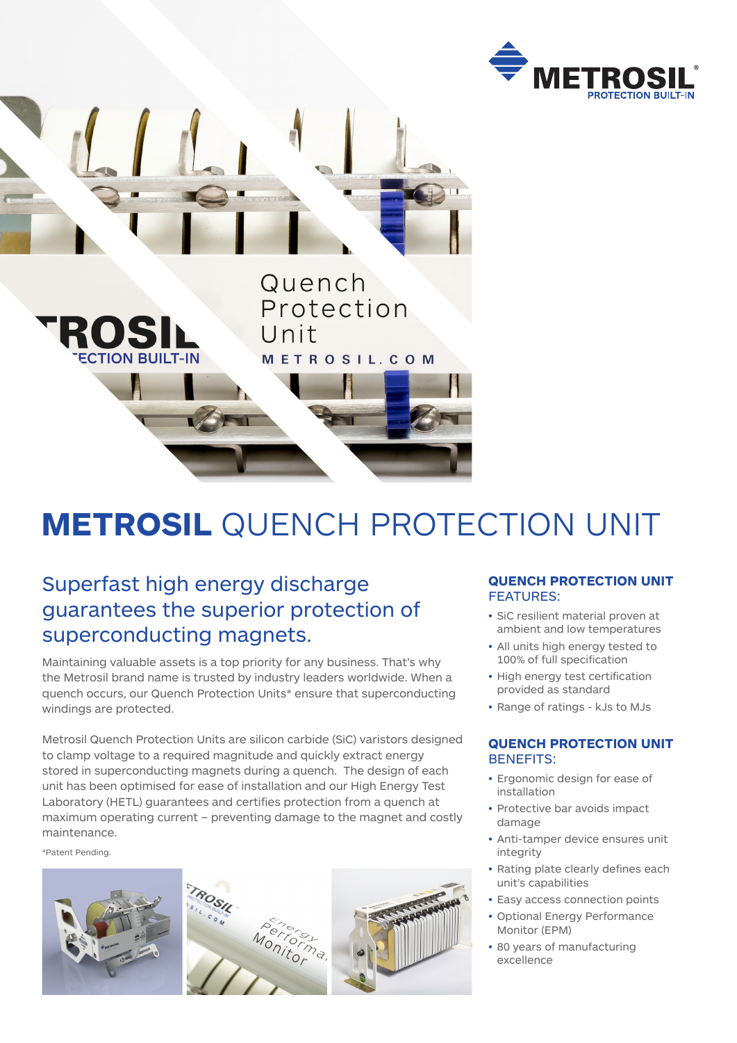# METROSIL QUENCH PROTECTION UNIT

## Superfast high energy discharge guarantees the superior protection of superconducting magnets.

Maintaining valuable assets is a top priority for any business. That's why the Metrosil brand name is trusted by industry leaders worldwide. When a quench occurs, our Quench Protection Units* ensure that superconducting windings are protected.

Metrosil Quench Protection Units are silicon carbide (SiC) varistors designed to clamp voltage to a required magnitude and quickly extract energy stored in superconducting magnets during a quench. The design of each unit has been optimised for ease of installation and our High Energy Test Laboratory (HETL) guarantees and certifies protection from a quench at maximum operating current – preventing damage to the magnet and costly maintenance.

*Patent Pending.

### QUENCH PROTECTION UNIT FEATURES:

- SiC resilient material proven at ambient and low temperatures
- All units high energy tested to 100% of full specification
- High energy test certification provided as standard
- Range of ratings - kJs to MJs

### QUENCH PROTECTION UNIT BENEFITS:

- Ergonomic design for ease of installation
- Protective bar avoids impact damage
- Anti-tamper device ensures unit integrity
- Rating plate clearly defines each unit's capabilities
- Easy access connection points
- Optional Energy Performance Monitor (EPM)
- 80 years of manufacturing excellence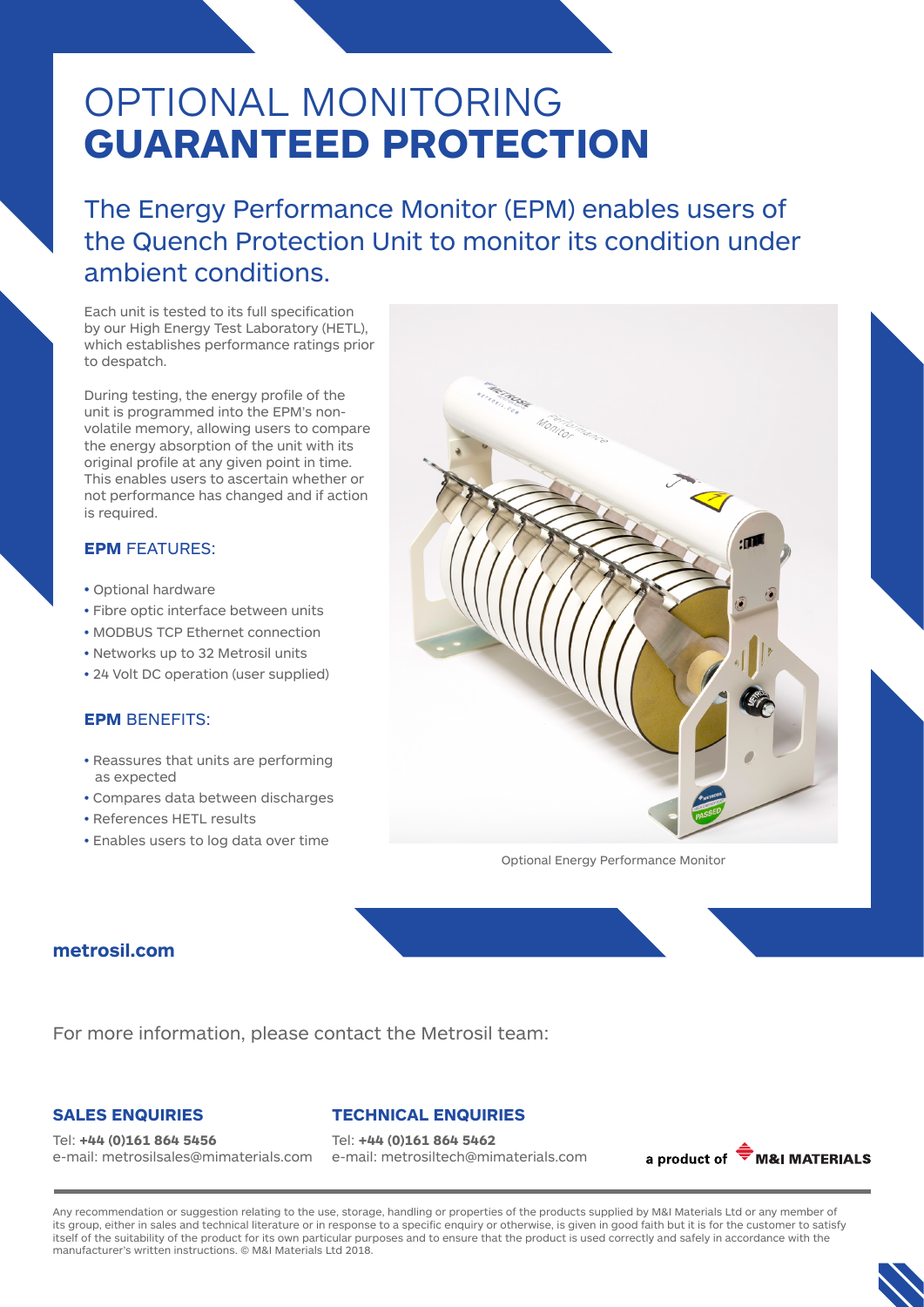# OPTIONAL MONITORING **GUARANTEED PROTECTION**

## The Energy Performance Monitor (EPM) enables users of the Quench Protection Unit to monitor its condition under ambient conditions.

Each unit is tested to its full specification by our High Energy Test Laboratory (HETL), which establishes performance ratings prior to despatch.

During testing, the energy profile of the unit is programmed into the EPM's non-volatile memory, allowing users to compare the energy absorption of the unit with its original profile at any given point in time. This enables users to ascertain whether or not performance has changed and if action is required.

### **EPM** FEATURES:

- Optional hardware
- Fibre optic interface between units
- MODBUS TCP Ethernet connection
- Networks up to 32 Metrosil units
- 24 Volt DC operation (user supplied)

### **EPM** BENEFITS:

- Reassures that units are performing as expected
- Compares data between discharges
- References HETL results
- Enables users to log data over time

Optional Energy Performance Monitor

**metrosil.com**

For more information, please contact the Metrosil team:

**SALES ENQUIRIES**

Tel: **+44 (0)161 864 5456**
e-mail: metrosilsales@mimaterials.com

**TECHNICAL ENQUIRIES**

Tel: **+44 (0)161 864 5462**
e-mail: metrosiltech@mimaterials.com

a product of M&I MATERIALS

Any recommendation or suggestion relating to the use, storage, handling or properties of the products supplied by M&I Materials Ltd or any member of its group, either in sales and technical literature or in response to a specific enquiry or otherwise, is given in good faith but it is for the customer to satisfy itself of the suitability of the product for its own particular purposes and to ensure that the product is used correctly and safely in accordance with the manufacturer's written instructions. © M&I Materials Ltd 2018.